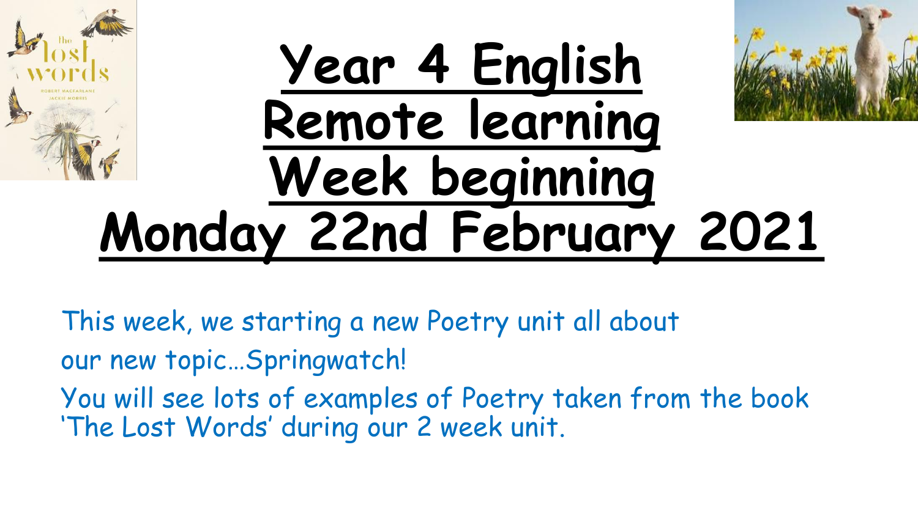# Year 4 English Remote learning Week beginning Monday 22nd February 2021

This week, we starting a new Poetry unit all about our new topic…Springwatch!

You will see lots of examples of Poetry taken from the book 'The Lost Words' during our 2 week unit.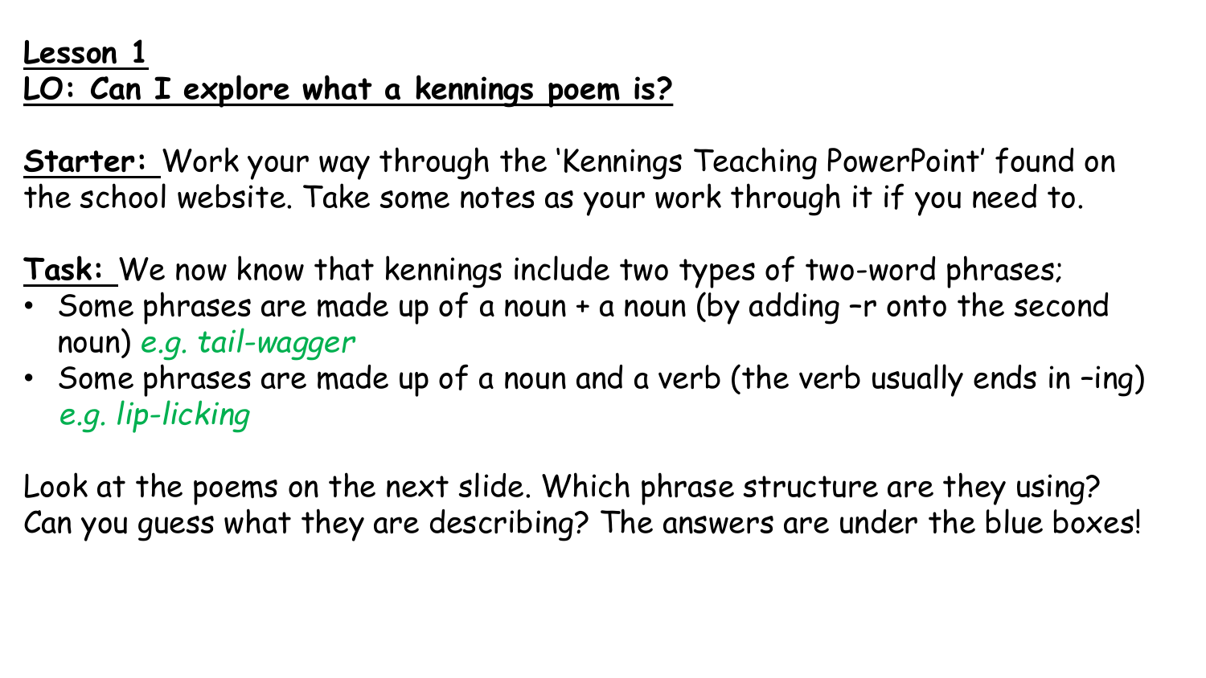**Lesson 1**
**LO: Can I explore what a kennings poem is?**

**Starter:** Work your way through the 'Kennings Teaching PowerPoint' found on the school website. Take some notes as your work through it if you need to.

**Task:** We now know that kennings include two types of two-word phrases;

- Some phrases are made up of a noun + a noun (by adding –r onto the second noun) *e.g. tail-wagger*
- Some phrases are made up of a noun and a verb (the verb usually ends in –ing) *e.g. lip-licking*

Look at the poems on the next slide. Which phrase structure are they using? Can you guess what they are describing? The answers are under the blue boxes!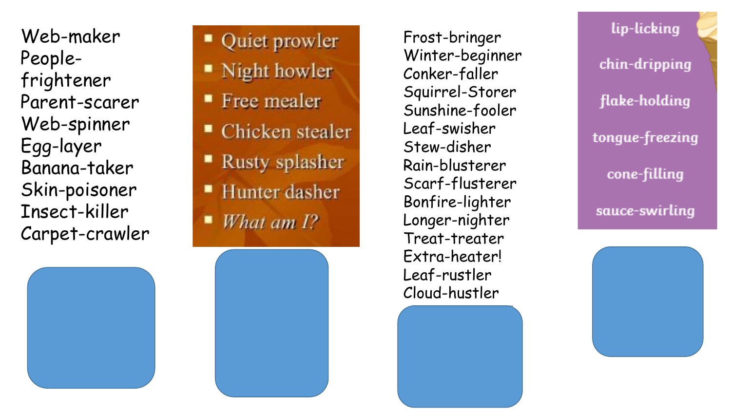Web-maker
People-frightener
Parent-scarer
Web-spinner
Egg-layer
Banana-taker
Skin-poisoner
Insect-killer
Carpet-crawler

- Quiet prowler
- Night howler
- Free mealer
- Chicken stealer
- Rusty splasher
- Hunter dasher
- *What am I?*

Frost-bringer
Winter-beginner
Conker-faller
Squirrel-Storer
Sunshine-fooler
Leaf-swisher
Stew-disher
Rain-blusterer
Scarf-flusterer
Bonfire-lighter
Longer-nighter
Treat-treater
Extra-heater!
Leaf-rustler
Cloud-hustler

lip-licking
chin-dripping
flake-holding
tongue-freezing
cone-filling
sauce-swirling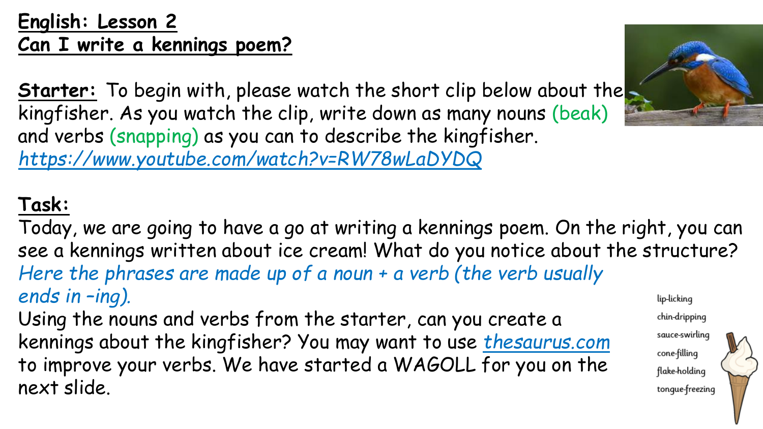**English: Lesson 2**
**Can I write a kennings poem?**

**Starter:** To begin with, please watch the short clip below about the kingfisher. As you watch the clip, write down as many nouns (beak) and verbs (snapping) as you can to describe the kingfisher.
*https://www.youtube.com/watch?v=RW78wLaDYDQ*

**Task:**
Today, we are going to have a go at writing a kennings poem. On the right, you can see a kennings written about ice cream! What do you notice about the structure? *Here the phrases are made up of a noun + a verb (the verb usually ends in –ing).*
Using the nouns and verbs from the starter, can you create a kennings about the kingfisher? You may want to use *thesaurus.com* to improve your verbs. We have started a WAGOLL for you on the next slide.

lip-licking
chin-dripping
sauce-swirling
cone-filling
flake-holding
tongue-freezing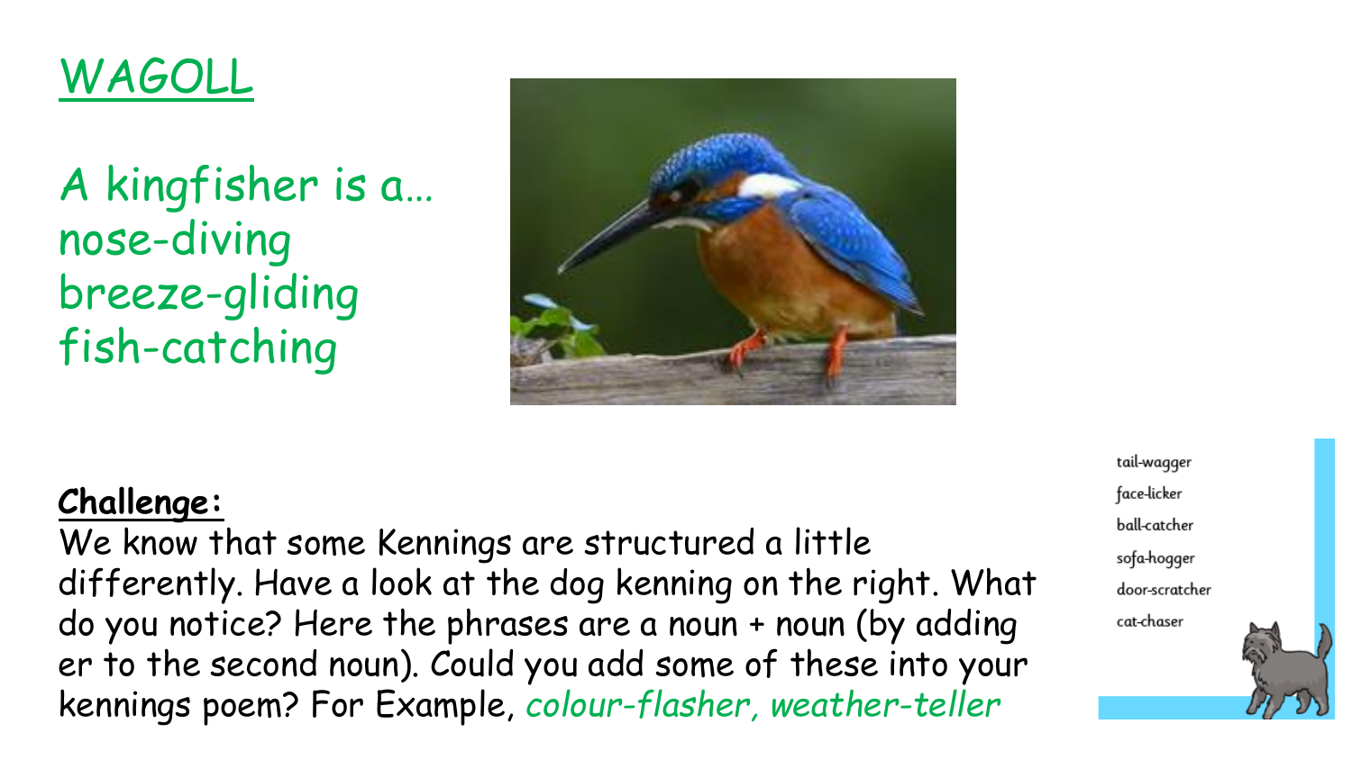## WAGOLL

A kingfisher is a…
nose-diving
breeze-gliding
fish-catching

**Challenge:**
We know that some Kennings are structured a little differently. Have a look at the dog kenning on the right. What do you notice? Here the phrases are a noun + noun (by adding er to the second noun). Could you add some of these into your kennings poem? For Example, *colour-flasher, weather-teller*

tail-wagger
face-licker
ball-catcher
sofa-hogger
door-scratcher
cat-chaser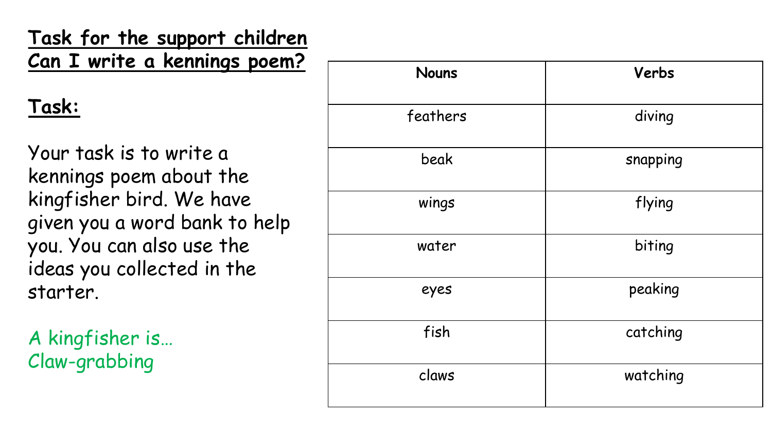**Task for the support children**
**Can I write a kennings poem?**

**Task:**

Your task is to write a kennings poem about the kingfisher bird. We have given you a word bank to help you. You can also use the ideas you collected in the starter.

A kingfisher is…
Claw-grabbing

| Nouns | Verbs |
| --- | --- |
| feathers | diving |
| beak | snapping |
| wings | flying |
| water | biting |
| eyes | peaking |
| fish | catching |
| claws | watching |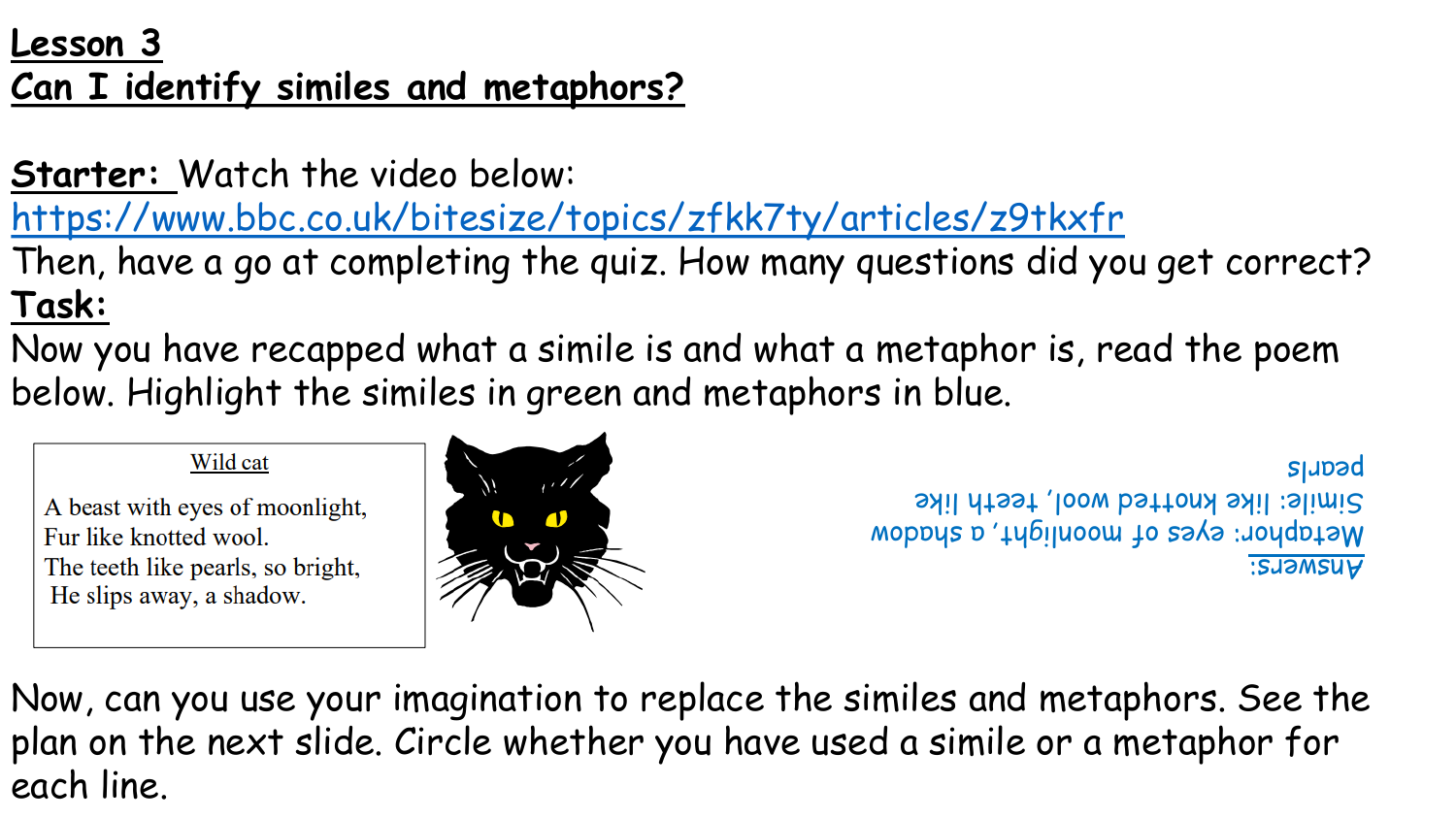# Lesson 3
## Can I identify similes and metaphors?

**Starter:** Watch the video below:
https://www.bbc.co.uk/bitesize/topics/zfkk7ty/articles/z9tkxfr
Then, have a go at completing the quiz. How many questions did you get correct?

**Task:**
Now you have recapped what a simile is and what a metaphor is, read the poem below. Highlight the similes in green and metaphors in blue.

Wild cat

A beast with eyes of moonlight,
Fur like knotted wool.
The teeth like pearls, so bright,
He slips away, a shadow.

Answers:
Metaphor: eyes of moonlight, a shadow
Simile: like knotted wool, teeth like pearls

Now, can you use your imagination to replace the similes and metaphors. See the plan on the next slide. Circle whether you have used a simile or a metaphor for each line.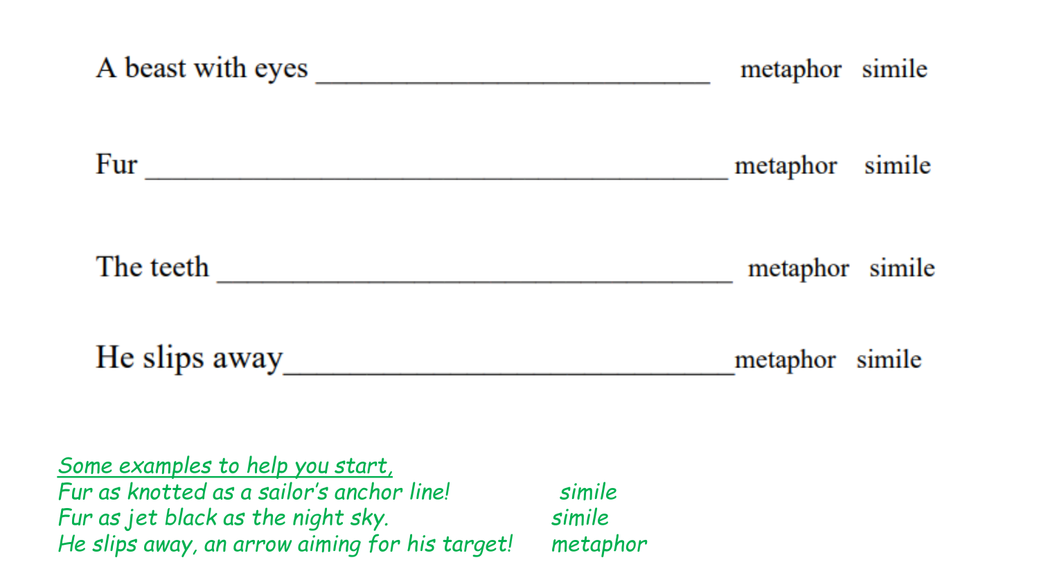A beast with eyes ____________________________ metaphor simile

Fur ________________________________________ metaphor simile

The teeth ____________________________________ metaphor simile

He slips away________________________________metaphor simile

*<u>Some examples to help you start,</u>*

*Fur as knotted as a sailor's anchor line!* *simile*

*Fur as jet black as the night sky.* *simile*

*He slips away, an arrow aiming for his target!* *metaphor*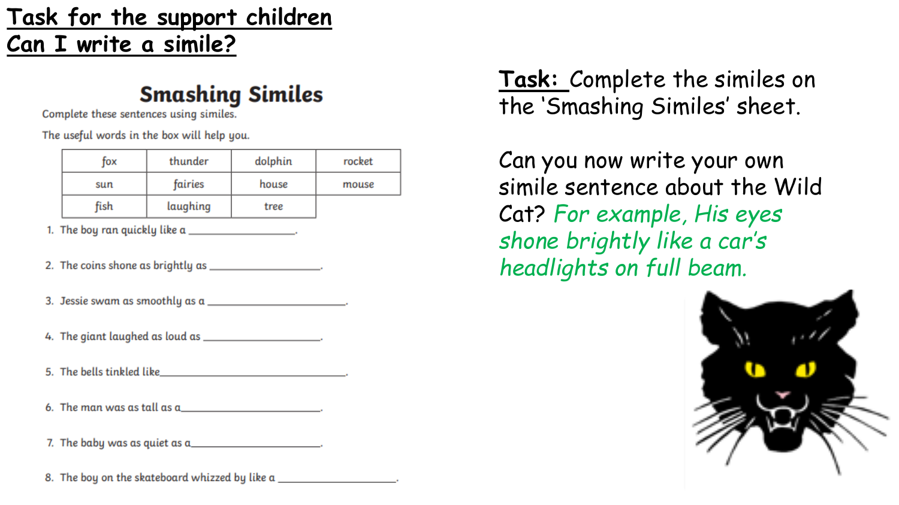# Task for the support children
## Can I write a simile?

### Smashing Similes

Complete these sentences using similes.

The useful words in the box will help you.

| fox | thunder | dolphin | rocket |
|---|---|---|---|
| sun | fairies | house | mouse |
| fish | laughing | tree | |

1. The boy ran quickly like a ________________.
2. The coins shone as brightly as ________________.
3. Jessie swam as smoothly as a ________________.
4. The giant laughed as loud as ________________.
5. The bells tinkled like________________.
6. The man was as tall as a________________.
7. The baby was as quiet as a________________.
8. The boy on the skateboard whizzed by like a ________________.

**Task:** Complete the similes on the 'Smashing Similes' sheet.

Can you now write your own simile sentence about the Wild Cat? *For example, His eyes shone brightly like a car's headlights on full beam.*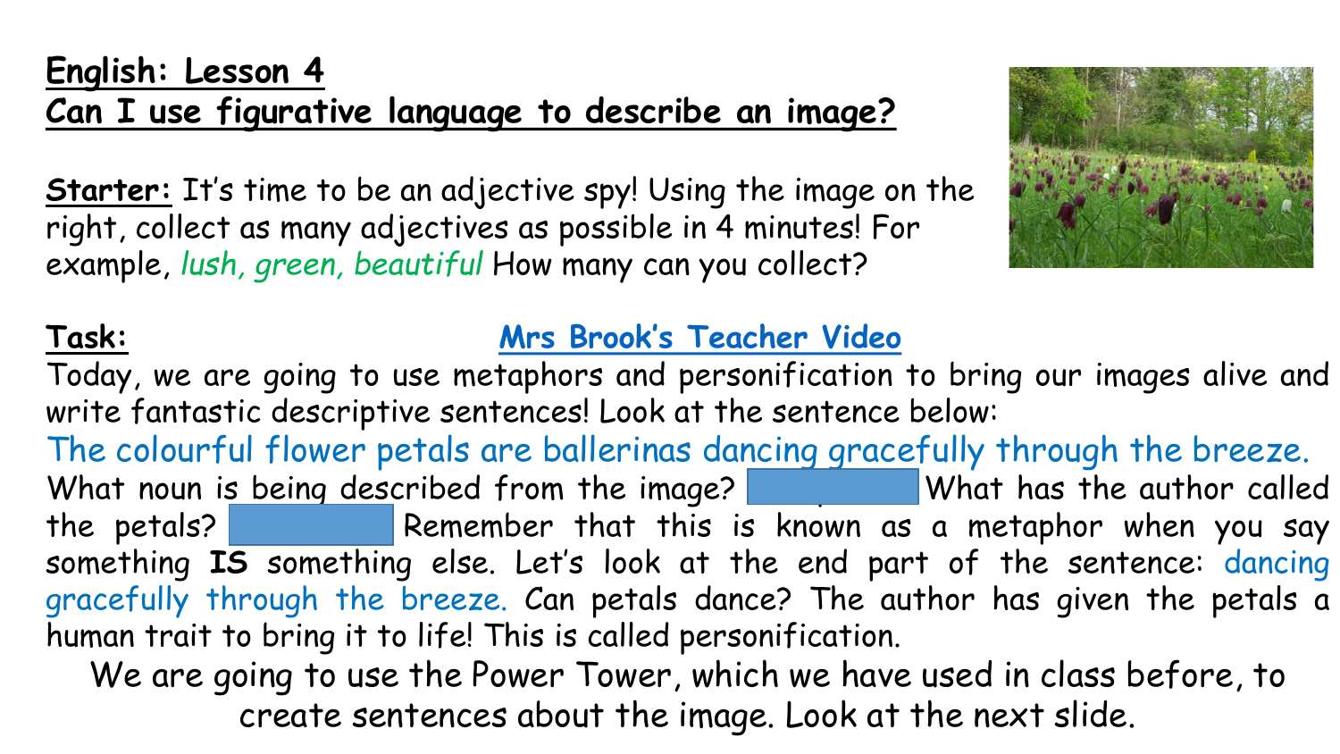**English: Lesson 4**
**Can I use figurative language to describe an image?**

**Starter:** It's time to be an adjective spy! Using the image on the right, collect as many adjectives as possible in 4 minutes! For example, *lush, green, beautiful* How many can you collect?

**Task:** Mrs Brook's Teacher Video

Today, we are going to use metaphors and personification to bring our images alive and write fantastic descriptive sentences! Look at the sentence below:

The colourful flower petals are ballerinas dancing gracefully through the breeze.

What noun is being described from the image? What has the author called the petals? Remember that this is known as a metaphor when you say something **IS** something else. Let's look at the end part of the sentence: dancing gracefully through the breeze. Can petals dance? The author has given the petals a human trait to bring it to life! This is called personification.

We are going to use the Power Tower, which we have used in class before, to create sentences about the image. Look at the next slide.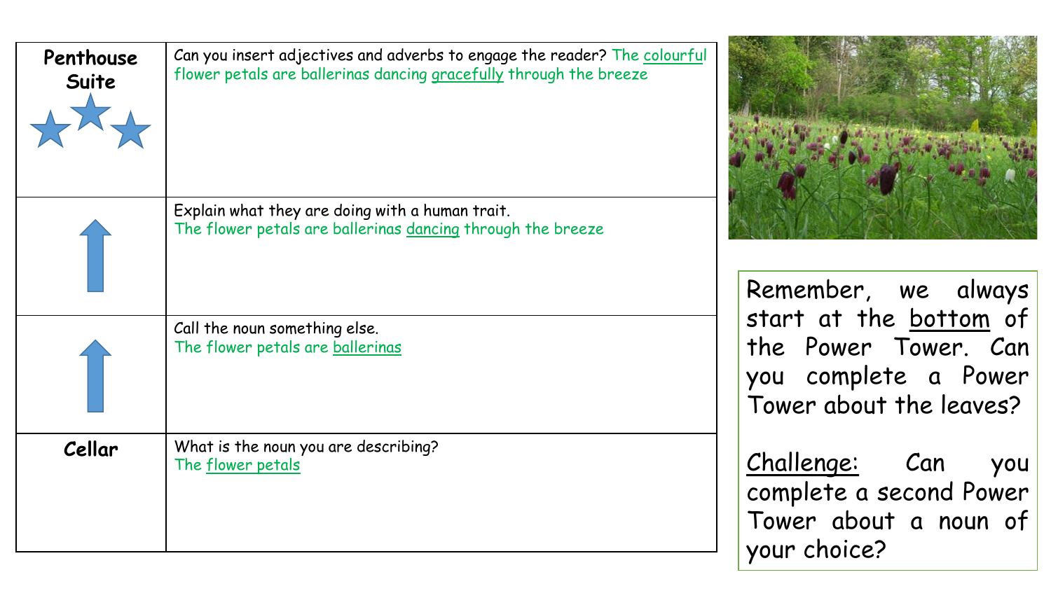| | |
|---|---|
| **Penthouse Suite** ★★★ | Can you insert adjectives and adverbs to engage the reader? The <u>colourful</u> flower petals are ballerinas dancing <u>gracefully</u> through the breeze |
| ↑ | Explain what they are doing with a human trait. The flower petals are ballerinas <u>dancing</u> through the breeze |
| ↑ | Call the noun something else. The flower petals are <u>ballerinas</u> |
| **Cellar** | What is the noun you are describing? The <u>flower petals</u> |

Remember, we always start at the <u>bottom</u> of the Power Tower. Can you complete a Power Tower about the leaves?

<u>Challenge:</u> Can you complete a second Power Tower about a noun of your choice?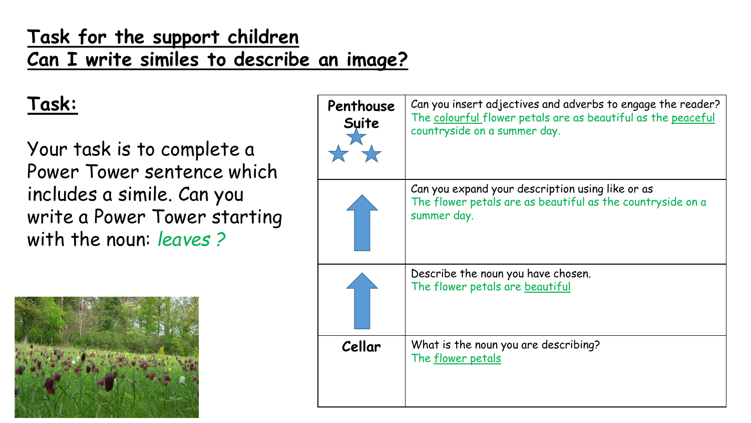## <u>Task for the support children</u>
## <u>Can I write similes to describe an image?</u>

### <u>Task:</u>

Your task is to complete a Power Tower sentence which includes a simile. Can you write a Power Tower starting with the noun: *leaves ?*

| | |
|---|---|
| **Penthouse Suite** | Can you insert adjectives and adverbs to engage the reader?<br>The <u>colourful</u> flower petals are as beautiful as the <u>peaceful</u> countryside on a summer day. |
| | Can you expand your description using like or as<br>The flower petals are as beautiful as the countryside on a summer day. |
| | Describe the noun you have chosen.<br>The flower petals are <u>beautiful</u> |
| **Cellar** | What is the noun you are describing?<br>The <u>flower petals</u> |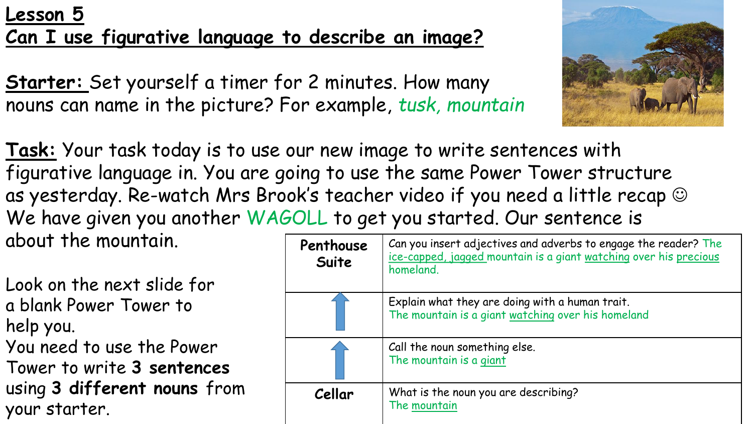# Lesson 5
## Can I use figurative language to describe an image?

**Starter:** Set yourself a timer for 2 minutes. How many nouns can name in the picture? For example, *tusk, mountain*

**Task:** Your task today is to use our new image to write sentences with figurative language in. You are going to use the same Power Tower structure as yesterday. Re-watch Mrs Brook's teacher video if you need a little recap ☺ We have given you another WAGOLL to get you started. Our sentence is about the mountain.

Look on the next slide for a blank Power Tower to help you.
You need to use the Power Tower to write **3 sentences** using **3 different nouns** from your starter.

| | |
|---|---|
| **Penthouse Suite** | Can you insert adjectives and adverbs to engage the reader? The ice-capped, jagged mountain is a giant watching over his precious homeland. |
| ↑ | Explain what they are doing with a human trait. The mountain is a giant watching over his homeland |
| ↑ | Call the noun something else. The mountain is a giant |
| **Cellar** | What is the noun you are describing? The mountain |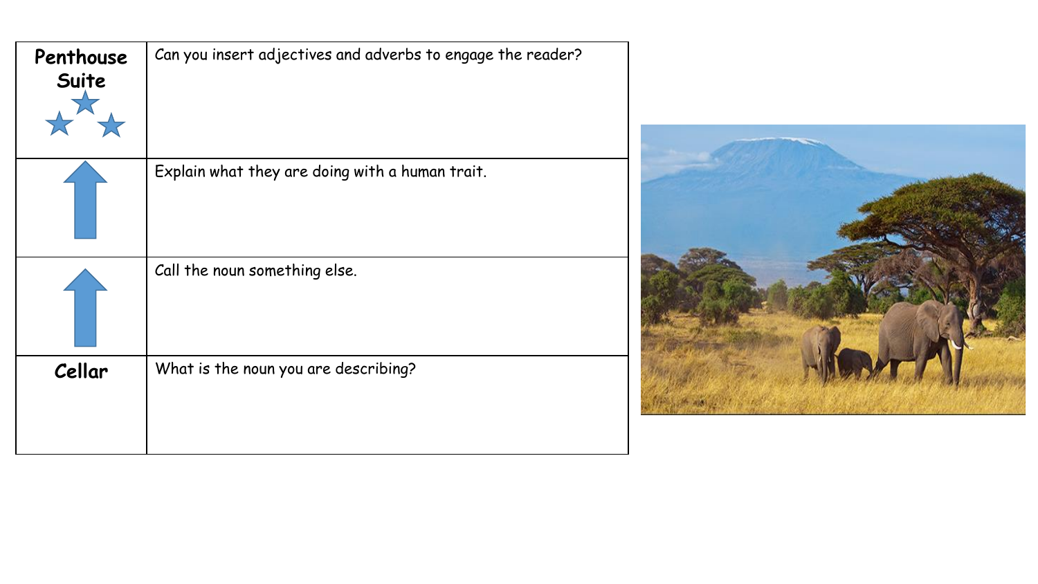| | |
|---|---|
| **Penthouse Suite** ★★★ | Can you insert adjectives and adverbs to engage the reader? |
| ⬆ | Explain what they are doing with a human trait. |
| ⬆ | Call the noun something else. |
| **Cellar** | What is the noun you are describing? |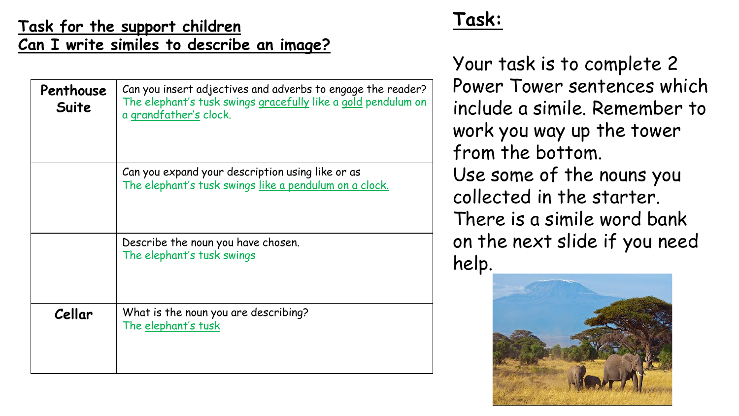## Task for the support children
## Can I write similes to describe an image?

| | |
|---|---|
| **Penthouse Suite** | Can you insert adjectives and adverbs to engage the reader?<br>The elephant's tusk swings gracefully like a gold pendulum on a grandfather's clock. |
| | Can you expand your description using like or as<br>The elephant's tusk swings like a pendulum on a clock. |
| | Describe the noun you have chosen.<br>The elephant's tusk swings |
| **Cellar** | What is the noun you are describing?<br>The elephant's tusk |

## Task:

Your task is to complete 2 Power Tower sentences which include a simile. Remember to work you way up the tower from the bottom.

Use some of the nouns you collected in the starter.

There is a simile word bank on the next slide if you need help.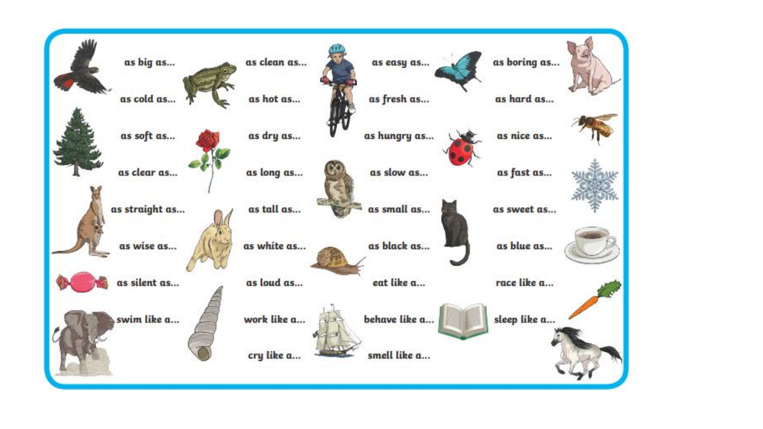as big as...

as cold as...

as soft as...

as clear as...

as straight as...

as wise as...

as silent as...

swim like a...

as clean as...

as hot as...

as dry as...

as long as...

as tall as...

as white as...

as loud as...

work like a...

cry like a...

as easy as...

as fresh as...

as hungry as...

as slow as...

as small as...

as black as...

eat like a...

behave like a...

smell like a...

as boring as...

as hard as...

as nice as...

as fast as...

as sweet as...

as blue as...

race like a...

sleep like a...